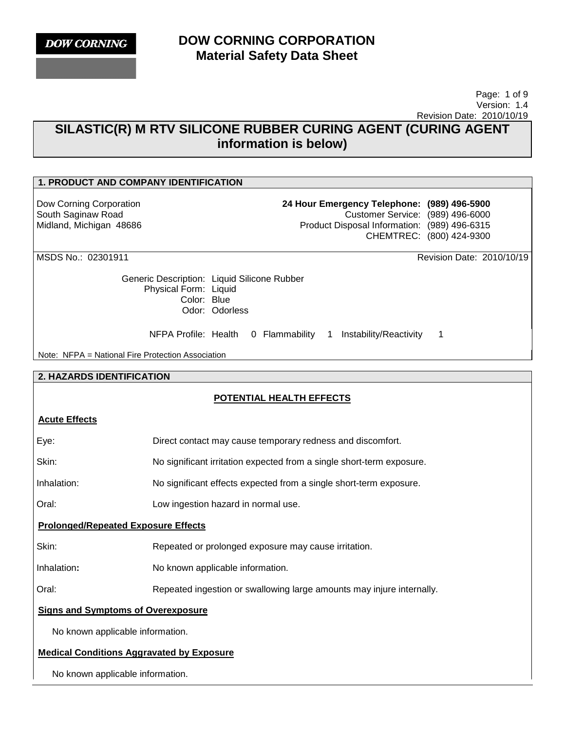**DOW CORNING**

# DOW CORNING CORPORATION
## Material Safety Data Sheet

Version: 1.4
Revision Date: 2010/10/19

# SILASTIC(R) M RTV SILICONE RUBBER CURING AGENT (CURING AGENT information is below)

## 1. PRODUCT AND COMPANY IDENTIFICATION

Dow Corning Corporation
South Saginaw Road
Midland, Michigan 48686

**24 Hour Emergency Telephone: (989) 496-5900**
Customer Service: (989) 496-6000
Product Disposal Information: (989) 496-6315
CHEMTREC: (800) 424-9300

MSDS No.: 02301911

Revision Date: 2010/10/19

Generic Description: Liquid Silicone Rubber
Physical Form: Liquid
Color: Blue
Odor: Odorless

NFPA Profile: Health 0 Flammability 1 Instability/Reactivity 1

Note: NFPA = National Fire Protection Association

## 2. HAZARDS IDENTIFICATION

### POTENTIAL HEALTH EFFECTS

**Acute Effects**

| | |
|---|---|
| Eye: | Direct contact may cause temporary redness and discomfort. |
| Skin: | No significant irritation expected from a single short-term exposure. |
| Inhalation: | No significant effects expected from a single short-term exposure. |
| Oral: | Low ingestion hazard in normal use. |

**Prolonged/Repeated Exposure Effects**

| | |
|---|---|
| Skin: | Repeated or prolonged exposure may cause irritation. |
| Inhalation: | No known applicable information. |
| Oral: | Repeated ingestion or swallowing large amounts may injure internally. |

**Signs and Symptoms of Overexposure**

No known applicable information.

**Medical Conditions Aggravated by Exposure**

No known applicable information.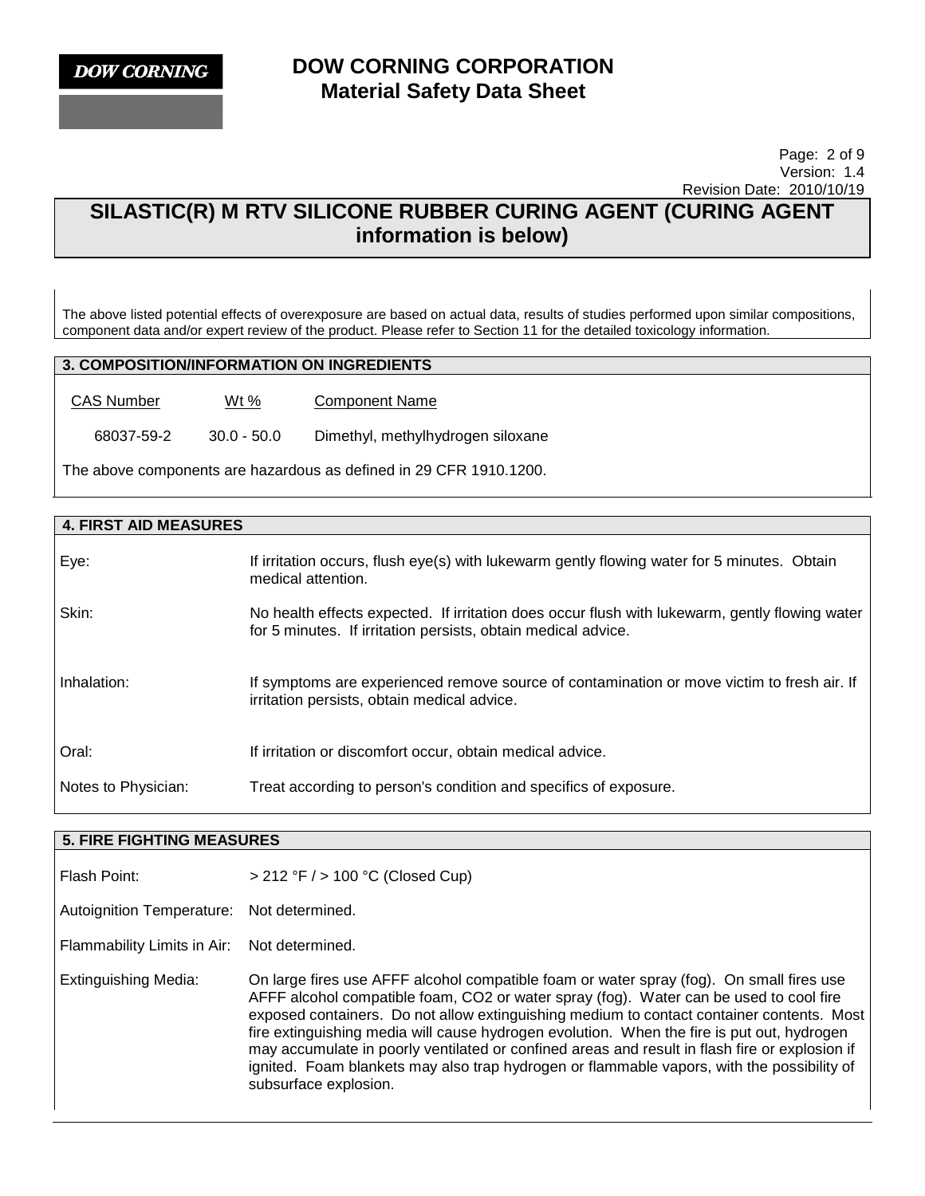The above listed potential effects of overexposure are based on actual data, results of studies performed upon similar compositions, component data and/or expert review of the product. Please refer to Section 11 for the detailed toxicology information.

## 3. COMPOSITION/INFORMATION ON INGREDIENTS

| CAS Number | Wt % | Component Name |
|---|---|---|
| 68037-59-2 | 30.0 - 50.0 | Dimethyl, methylhydrogen siloxane |

The above components are hazardous as defined in 29 CFR 1910.1200.

## 4. FIRST AID MEASURES

**Eye:** If irritation occurs, flush eye(s) with lukewarm gently flowing water for 5 minutes. Obtain medical attention.

**Skin:** No health effects expected. If irritation does occur flush with lukewarm, gently flowing water for 5 minutes. If irritation persists, obtain medical advice.

**Inhalation:** If symptoms are experienced remove source of contamination or move victim to fresh air. If irritation persists, obtain medical advice.

**Oral:** If irritation or discomfort occur, obtain medical advice.

**Notes to Physician:** Treat according to person's condition and specifics of exposure.

## 5. FIRE FIGHTING MEASURES

**Flash Point:** > 212 °F / > 100 °C (Closed Cup)

**Autoignition Temperature:** Not determined.

**Flammability Limits in Air:** Not determined.

**Extinguishing Media:** On large fires use AFFF alcohol compatible foam or water spray (fog). On small fires use AFFF alcohol compatible foam, $CO_2$ or water spray (fog). Water can be used to cool fire exposed containers. Do not allow extinguishing medium to contact container contents. Most fire extinguishing media will cause hydrogen evolution. When the fire is put out, hydrogen may accumulate in poorly ventilated or confined areas and result in flash fire or explosion if ignited. Foam blankets may also trap hydrogen or flammable vapors, with the possibility of subsurface explosion.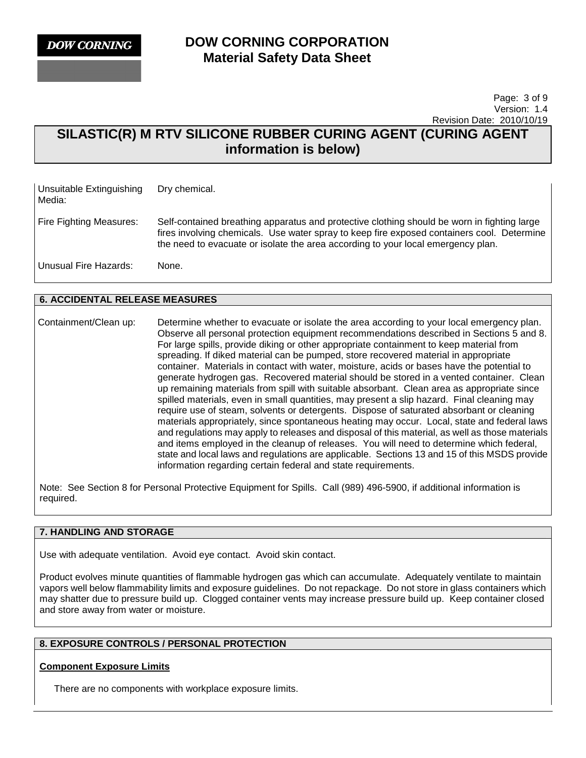| | |
|---|---|
| Unsuitable Extinguishing Media: | Dry chemical. |
| Fire Fighting Measures: | Self-contained breathing apparatus and protective clothing should be worn in fighting large fires involving chemicals. Use water spray to keep fire exposed containers cool. Determine the need to evacuate or isolate the area according to your local emergency plan. |
| Unusual Fire Hazards: | None. |

## 6. ACCIDENTAL RELEASE MEASURES

| | |
|---|---|
| Containment/Clean up: | Determine whether to evacuate or isolate the area according to your local emergency plan. Observe all personal protection equipment recommendations described in Sections 5 and 8. For large spills, provide diking or other appropriate containment to keep material from spreading. If diked material can be pumped, store recovered material in appropriate container. Materials in contact with water, moisture, acids or bases have the potential to generate hydrogen gas. Recovered material should be stored in a vented container. Clean up remaining materials from spill with suitable absorbant. Clean area as appropriate since spilled materials, even in small quantities, may present a slip hazard. Final cleaning may require use of steam, solvents or detergents. Dispose of saturated absorbant or cleaning materials appropriately, since spontaneous heating may occur. Local, state and federal laws and regulations may apply to releases and disposal of this material, as well as those materials and items employed in the cleanup of releases. You will need to determine which federal, state and local laws and regulations are applicable. Sections 13 and 15 of this MSDS provide information regarding certain federal and state requirements. |

Note: See Section 8 for Personal Protective Equipment for Spills. Call (989) 496-5900, if additional information is required.

## 7. HANDLING AND STORAGE

Use with adequate ventilation. Avoid eye contact. Avoid skin contact.

Product evolves minute quantities of flammable hydrogen gas which can accumulate. Adequately ventilate to maintain vapors well below flammability limits and exposure guidelines. Do not repackage. Do not store in glass containers which may shatter due to pressure build up. Clogged container vents may increase pressure build up. Keep container closed and store away from water or moisture.

## 8. EXPOSURE CONTROLS / PERSONAL PROTECTION

**Component Exposure Limits**

There are no components with workplace exposure limits.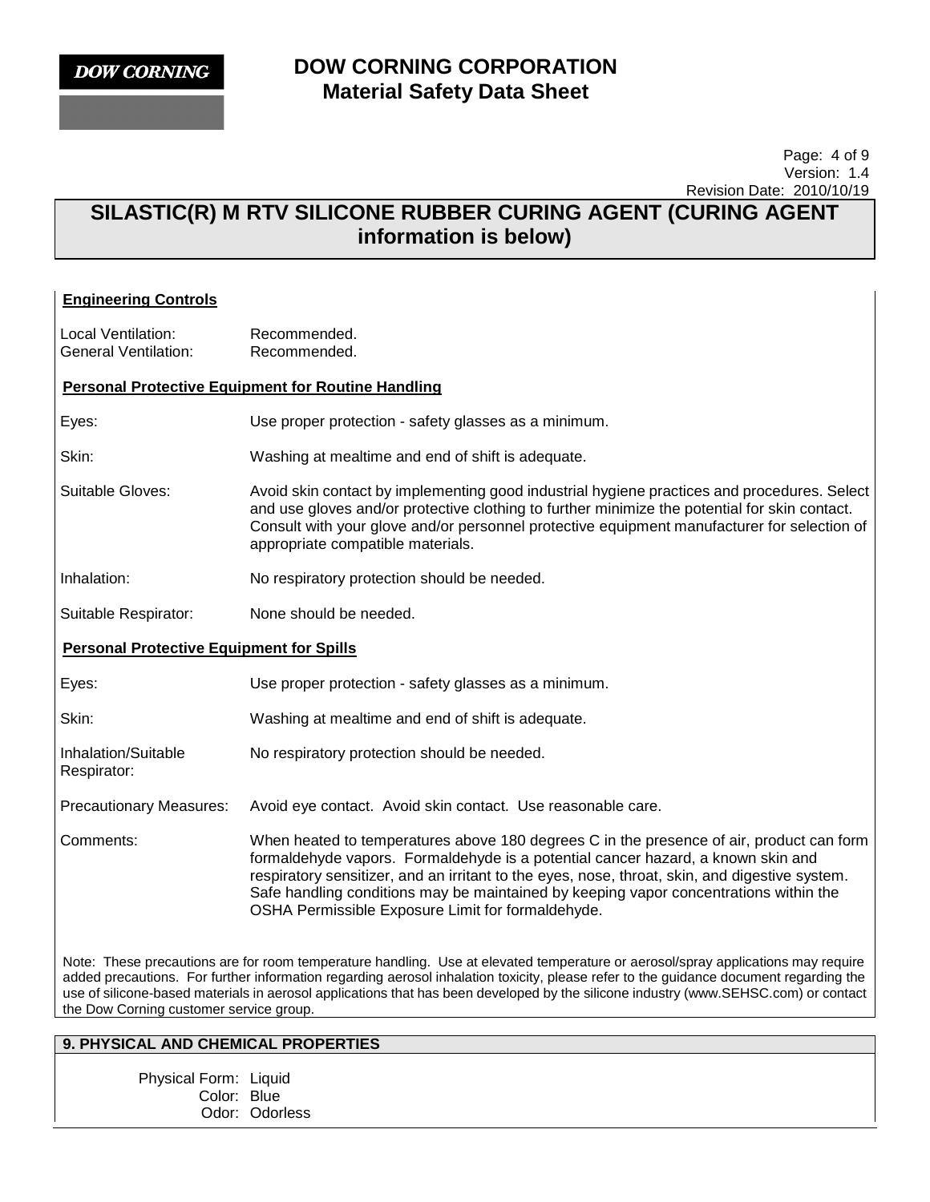## SILASTIC(R) M RTV SILICONE RUBBER CURING AGENT (CURING AGENT information is below)

**Engineering Controls**

Local Ventilation: Recommended.
General Ventilation: Recommended.

**Personal Protective Equipment for Routine Handling**

Eyes: Use proper protection - safety glasses as a minimum.

Skin: Washing at mealtime and end of shift is adequate.

Suitable Gloves: Avoid skin contact by implementing good industrial hygiene practices and procedures. Select and use gloves and/or protective clothing to further minimize the potential for skin contact. Consult with your glove and/or personnel protective equipment manufacturer for selection of appropriate compatible materials.

Inhalation: No respiratory protection should be needed.

Suitable Respirator: None should be needed.

**Personal Protective Equipment for Spills**

Eyes: Use proper protection - safety glasses as a minimum.

Skin: Washing at mealtime and end of shift is adequate.

Inhalation/Suitable Respirator: No respiratory protection should be needed.

Precautionary Measures: Avoid eye contact. Avoid skin contact. Use reasonable care.

Comments: When heated to temperatures above 180 degrees C in the presence of air, product can form formaldehyde vapors. Formaldehyde is a potential cancer hazard, a known skin and respiratory sensitizer, and an irritant to the eyes, nose, throat, skin, and digestive system. Safe handling conditions may be maintained by keeping vapor concentrations within the OSHA Permissible Exposure Limit for formaldehyde.

Note: These precautions are for room temperature handling. Use at elevated temperature or aerosol/spray applications may require added precautions. For further information regarding aerosol inhalation toxicity, please refer to the guidance document regarding the use of silicone-based materials in aerosol applications that has been developed by the silicone industry (www.SEHSC.com) or contact the Dow Corning customer service group.

### 9. PHYSICAL AND CHEMICAL PROPERTIES

Physical Form: Liquid
Color: Blue
Odor: Odorless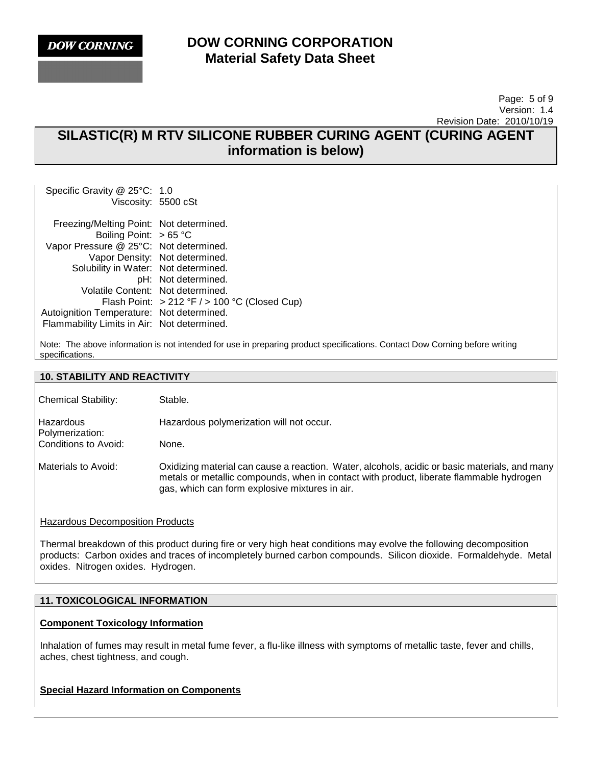## SILASTIC(R) M RTV SILICONE RUBBER CURING AGENT (CURING AGENT information is below)

| | |
|---|---|
| Specific Gravity @ 25°C: | 1.0 |
| Viscosity: | 5500 cSt |
| Freezing/Melting Point: | Not determined. |
| Boiling Point: | > 65 °C |
| Vapor Pressure @ 25°C: | Not determined. |
| Vapor Density: | Not determined. |
| Solubility in Water: | Not determined. |
| pH: | Not determined. |
| Volatile Content: | Not determined. |
| Flash Point: | > 212 °F / > 100 °C (Closed Cup) |
| Autoignition Temperature: | Not determined. |
| Flammability Limits in Air: | Not determined. |

Note: The above information is not intended for use in preparing product specifications. Contact Dow Corning before writing specifications.

### 10. STABILITY AND REACTIVITY

| | |
|---|---|
| Chemical Stability: | Stable. |
| Hazardous Polymerization: | Hazardous polymerization will not occur. |
| Conditions to Avoid: | None. |
| Materials to Avoid: | Oxidizing material can cause a reaction. Water, alcohols, acidic or basic materials, and many metals or metallic compounds, when in contact with product, liberate flammable hydrogen gas, which can form explosive mixtures in air. |

Hazardous Decomposition Products

Thermal breakdown of this product during fire or very high heat conditions may evolve the following decomposition products: Carbon oxides and traces of incompletely burned carbon compounds. Silicon dioxide. Formaldehyde. Metal oxides. Nitrogen oxides. Hydrogen.

### 11. TOXICOLOGICAL INFORMATION

**Component Toxicology Information**

Inhalation of fumes may result in metal fume fever, a flu-like illness with symptoms of metallic taste, fever and chills, aches, chest tightness, and cough.

**Special Hazard Information on Components**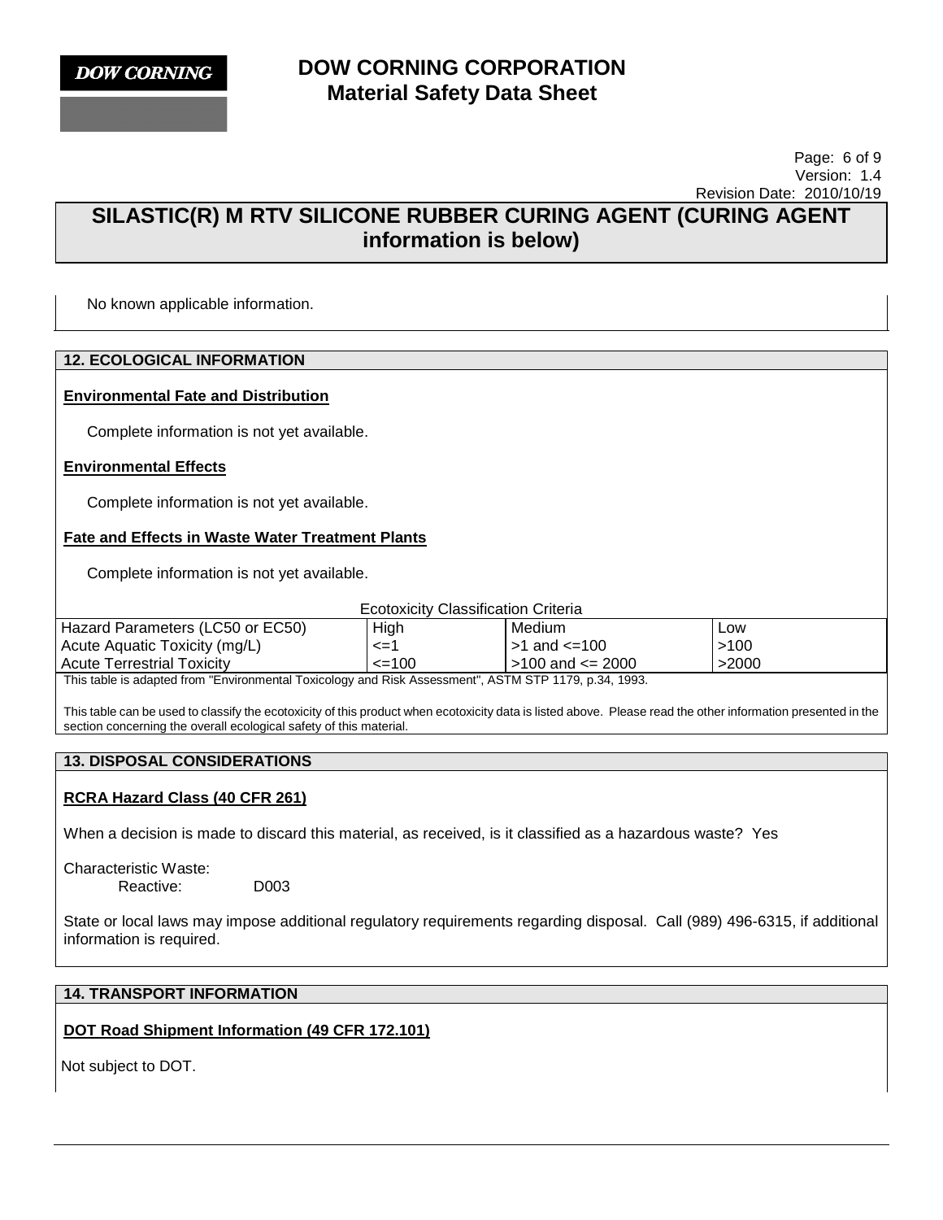No known applicable information.

## 12. ECOLOGICAL INFORMATION

**Environmental Fate and Distribution**

Complete information is not yet available.

**Environmental Effects**

Complete information is not yet available.

**Fate and Effects in Waste Water Treatment Plants**

Complete information is not yet available.

Ecotoxicity Classification Criteria

| Hazard Parameters (LC50 or EC50) | High | Medium | Low |
|---|---|---|---|
| Acute Aquatic Toxicity (mg/L) | <=1 | >1 and <=100 | >100 |
| Acute Terrestrial Toxicity | <=100 | >100 and <= 2000 | >2000 |

This table is adapted from "Environmental Toxicology and Risk Assessment", ASTM STP 1179, p.34, 1993.

This table can be used to classify the ecotoxicity of this product when ecotoxicity data is listed above. Please read the other information presented in the section concerning the overall ecological safety of this material.

## 13. DISPOSAL CONSIDERATIONS

**RCRA Hazard Class (40 CFR 261)**

When a decision is made to discard this material, as received, is it classified as a hazardous waste? Yes

Characteristic Waste:
Reactive: D003

State or local laws may impose additional regulatory requirements regarding disposal. Call (989) 496-6315, if additional information is required.

## 14. TRANSPORT INFORMATION

**DOT Road Shipment Information (49 CFR 172.101)**

Not subject to DOT.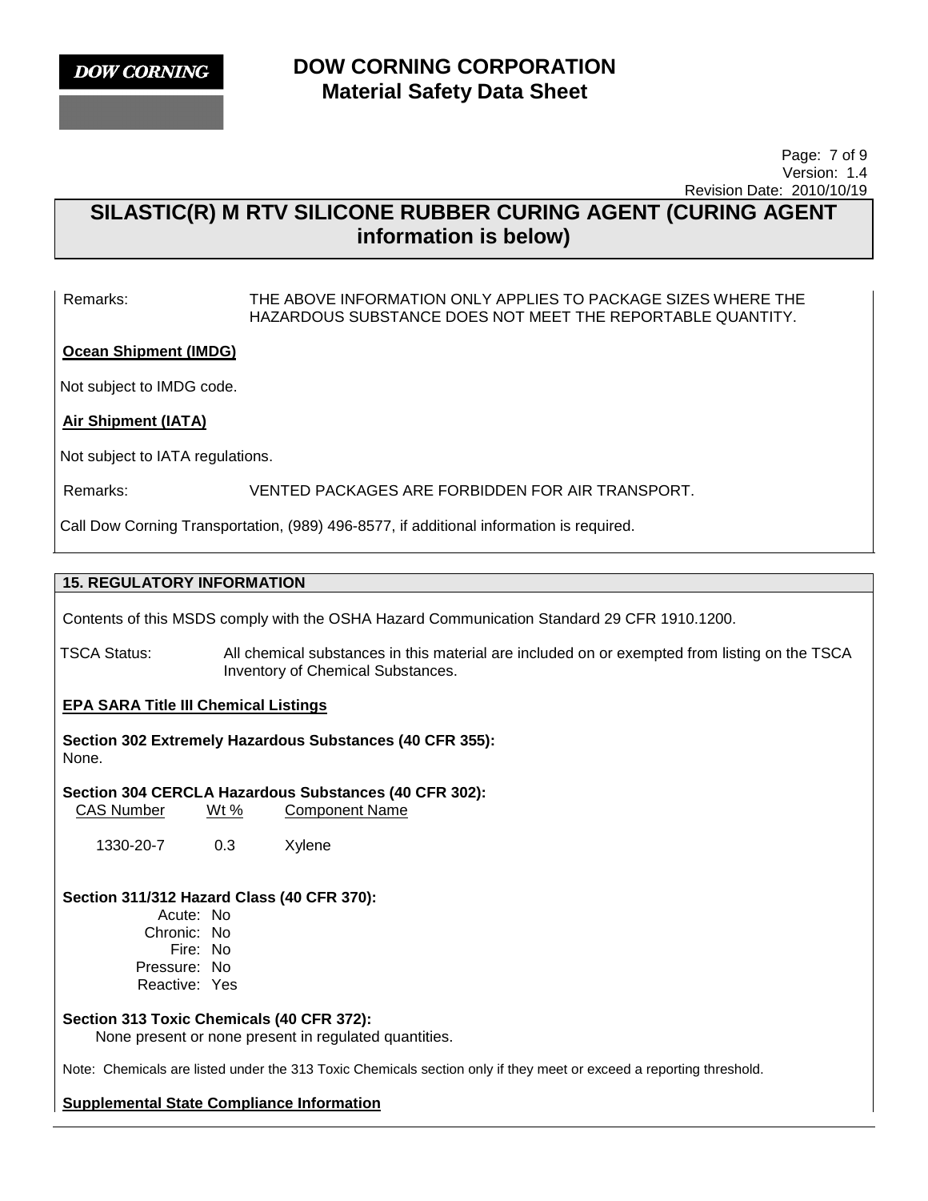Remarks: THE ABOVE INFORMATION ONLY APPLIES TO PACKAGE SIZES WHERE THE HAZARDOUS SUBSTANCE DOES NOT MEET THE REPORTABLE QUANTITY.

**Ocean Shipment (IMDG)**

Not subject to IMDG code.

**Air Shipment (IATA)**

Not subject to IATA regulations.

Remarks: VENTED PACKAGES ARE FORBIDDEN FOR AIR TRANSPORT.

Call Dow Corning Transportation, (989) 496-8577, if additional information is required.

## 15. REGULATORY INFORMATION

Contents of this MSDS comply with the OSHA Hazard Communication Standard 29 CFR 1910.1200.

TSCA Status: All chemical substances in this material are included on or exempted from listing on the TSCA Inventory of Chemical Substances.

**EPA SARA Title III Chemical Listings**

**Section 302 Extremely Hazardous Substances (40 CFR 355):**
None.

**Section 304 CERCLA Hazardous Substances (40 CFR 302):**

| CAS Number | Wt % | Component Name |
|---|---|---|
| 1330-20-7 | 0.3 | Xylene |

**Section 311/312 Hazard Class (40 CFR 370):**

Acute: No
Chronic: No
Fire: No
Pressure: No
Reactive: Yes

**Section 313 Toxic Chemicals (40 CFR 372):**
None present or none present in regulated quantities.

Note: Chemicals are listed under the 313 Toxic Chemicals section only if they meet or exceed a reporting threshold.

**Supplemental State Compliance Information**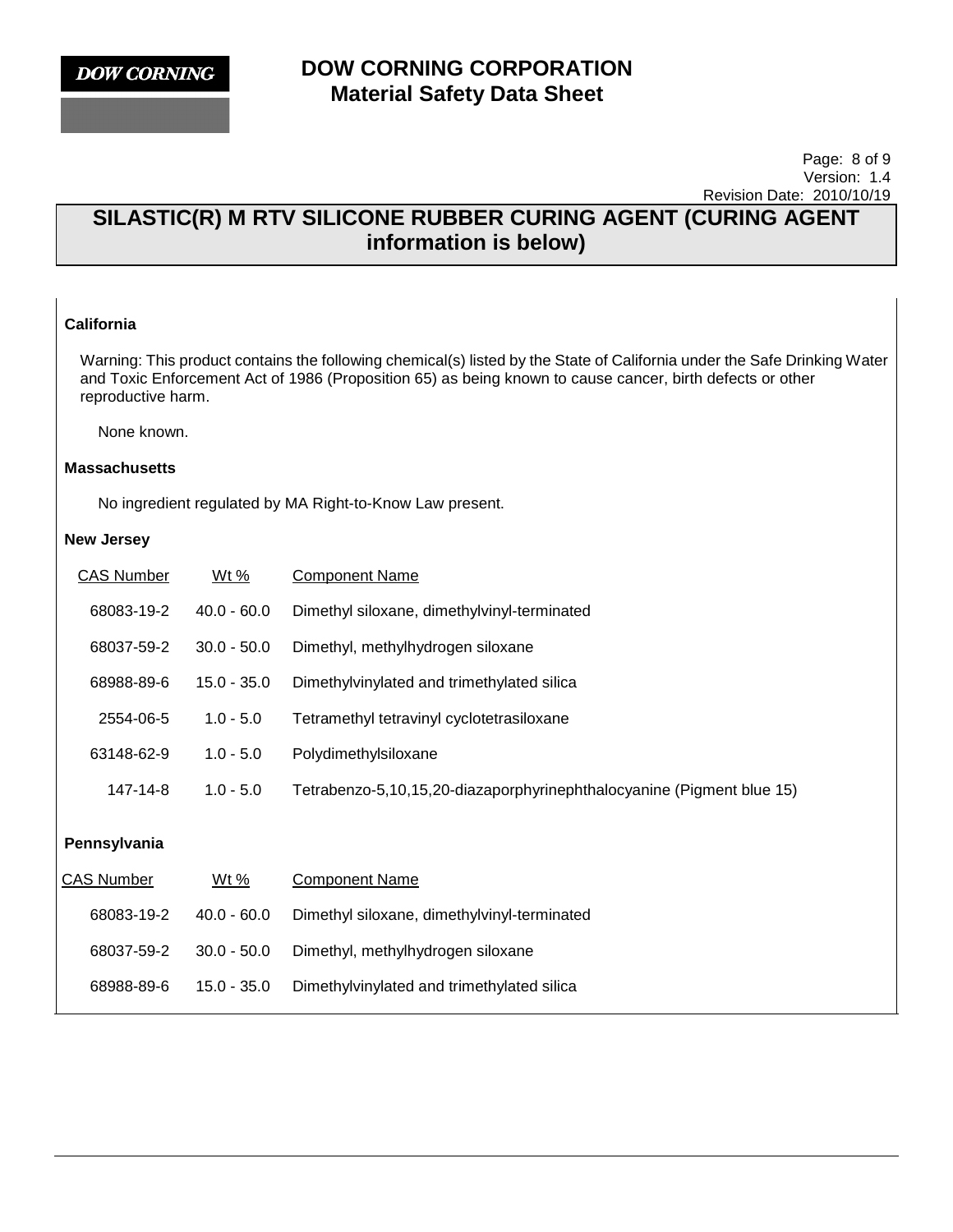## SILASTIC(R) M RTV SILICONE RUBBER CURING AGENT (CURING AGENT information is below)

### California

Warning: This product contains the following chemical(s) listed by the State of California under the Safe Drinking Water and Toxic Enforcement Act of 1986 (Proposition 65) as being known to cause cancer, birth defects or other reproductive harm.

None known.

### Massachusetts

No ingredient regulated by MA Right-to-Know Law present.

### New Jersey

| CAS Number | Wt % | Component Name |
|---|---|---|
| 68083-19-2 | 40.0 - 60.0 | Dimethyl siloxane, dimethylvinyl-terminated |
| 68037-59-2 | 30.0 - 50.0 | Dimethyl, methylhydrogen siloxane |
| 68988-89-6 | 15.0 - 35.0 | Dimethylvinylated and trimethylated silica |
| 2554-06-5 | 1.0 - 5.0 | Tetramethyl tetravinyl cyclotetrasiloxane |
| 63148-62-9 | 1.0 - 5.0 | Polydimethylsiloxane |
| 147-14-8 | 1.0 - 5.0 | Tetrabenzo-5,10,15,20-diazaporphyrinephthalocyanine (Pigment blue 15) |

### Pennsylvania

| CAS Number | Wt % | Component Name |
|---|---|---|
| 68083-19-2 | 40.0 - 60.0 | Dimethyl siloxane, dimethylvinyl-terminated |
| 68037-59-2 | 30.0 - 50.0 | Dimethyl, methylhydrogen siloxane |
| 68988-89-6 | 15.0 - 35.0 | Dimethylvinylated and trimethylated silica |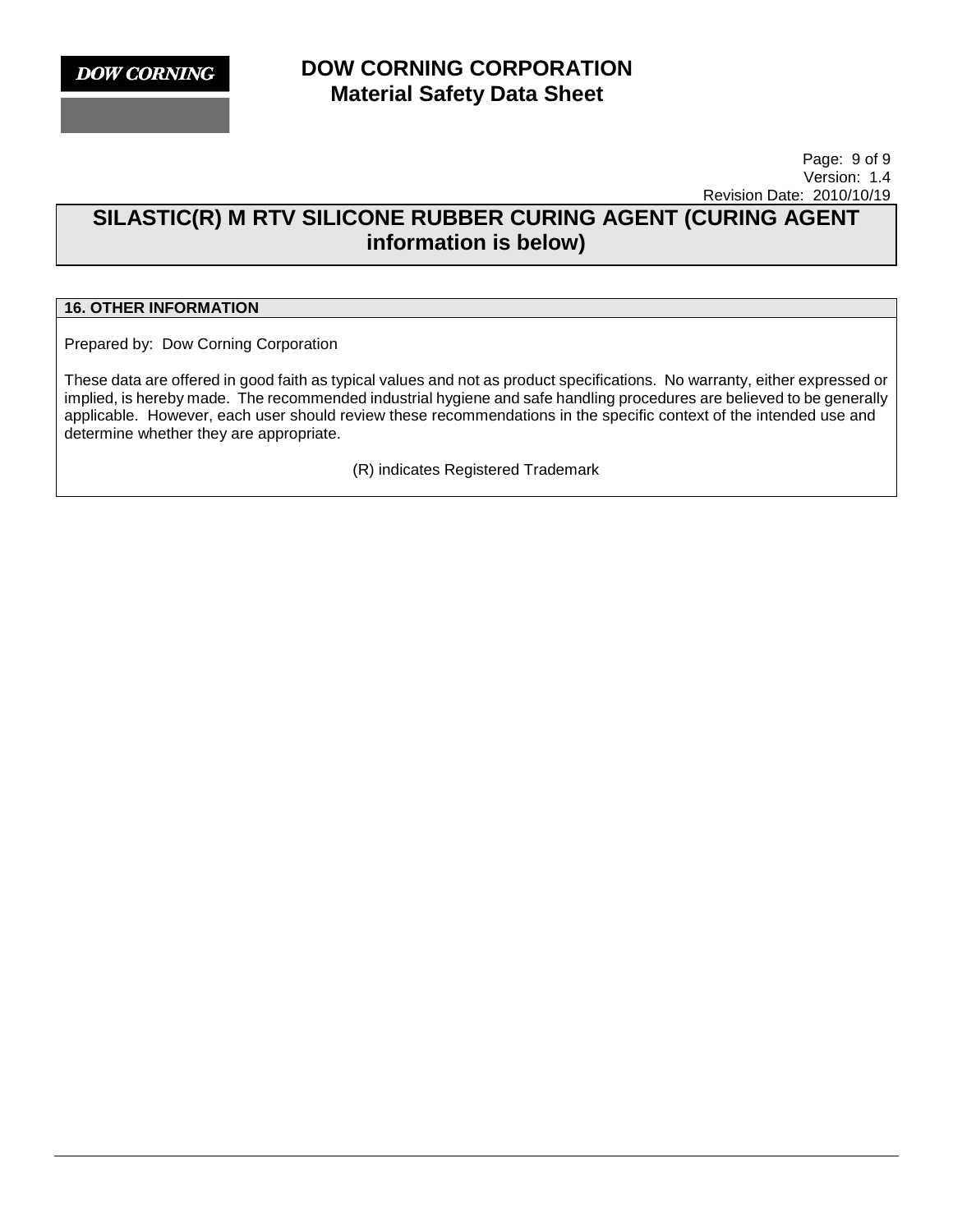## 16. OTHER INFORMATION

Prepared by: Dow Corning Corporation

These data are offered in good faith as typical values and not as product specifications. No warranty, either expressed or implied, is hereby made. The recommended industrial hygiene and safe handling procedures are believed to be generally applicable. However, each user should review these recommendations in the specific context of the intended use and determine whether they are appropriate.

(R) indicates Registered Trademark